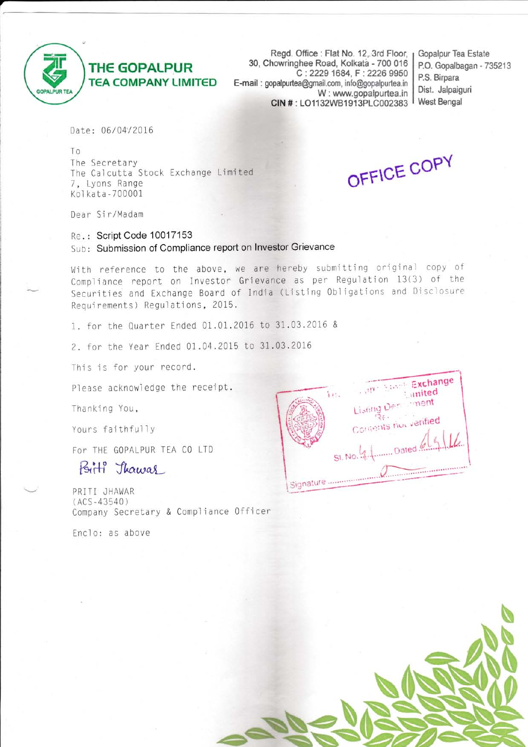# THE GOPALPUR TEA COMPANY LIMITED

Regd. Office : Flat No. 12, 3rd Floor, 30, Chowringhee Road, Kolkata - 700 016
C : 2229 1684, F : 2226 9950
E-mail : gopalpurtea@gmail.com, info@gopalpurtea.in
W : www.gopalpurtea.in
CIN # : LO1132WB1913PLC002383

Gopalpur Tea Estate
P.O. Gopalbagan - 735213
P.S. Birpara
Dist. Jalpaiguri
West Bengal

Date: 06/04/2016

OFFICE COPY

To
The Secretary
The Calcutta Stock Exchange Limited
7, Lyons Range
Kolkata-700001

Dear Sir/Madam

Re.: Script Code 10017153
Sub: Submission of Compliance report on Investor Grievance

With reference to the above, we are hereby submitting original copy of Compliance report on Investor Grievance as per Regulation 13(3) of the Securities and Exchange Board of India (Listing Obligations and Disclosure Requirements) Regulations, 2015.

1. for the Quarter Ended 01.01.2016 to 31.03.2016 &
2. for the Year Ended 01.04.2015 to 31.03.2016

This is for your record.

Please acknowledge the receipt.

Thanking You,

Yours faithfully

For THE GOPALPUR TEA CO LTD

Priti Jhawar

PRITI JHAWAR
(ACS-43540)
Company Secretary & Compliance Officer

Enclo: as above

The Calcutta Stock Exchange Limited
Listing Department
Rec.
Contents not verified
Sl. No. 41 Dated 6/4/16
Signature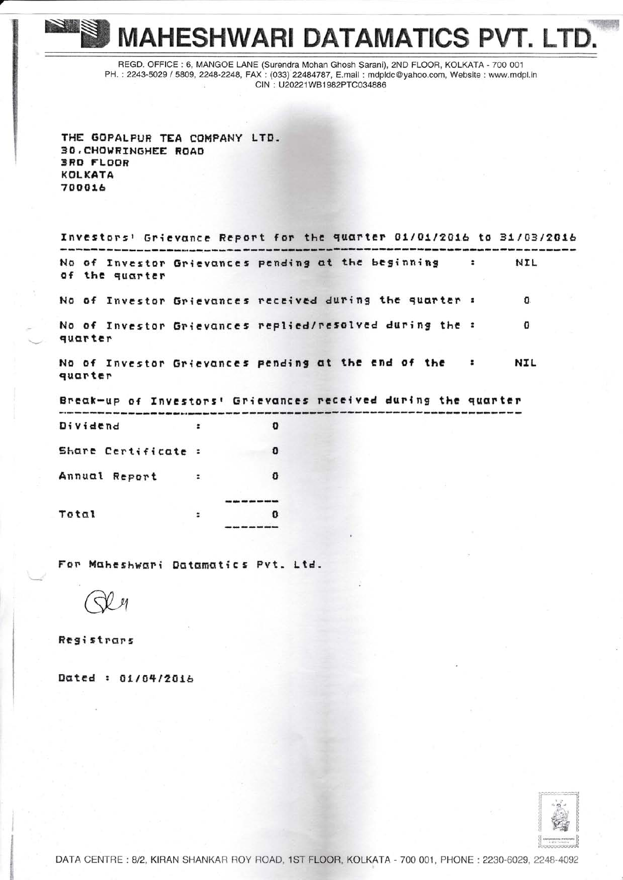# MAHESHWARI DATAMATICS PVT. LTD.

REGD. OFFICE : 6, MANGOE LANE (Surendra Mohan Ghosh Sarani), 2ND FLOOR, KOLKATA - 700 001
PH. : 2243-5029 / 5809, 2248-2248, FAX : (033) 22484787, E.mail : mdpldc@yahoo.com, Website : www.mdpl.in
CIN : U20221WB1982PTC034886

THE GOPALPUR TEA COMPANY LTD.
30,CHOWRINGHEE ROAD
3RD FLOOR
KOLKATA
700016

Investors' Grievance Report for the quarter 01/01/2016 to 31/03/2016

| | | |
|---|---|---|
| No of Investor Grievances pending at the beginning of the quarter | : | NIL |
| No of Investor Grievances received during the quarter | : | 0 |
| No of Investor Grievances replied/resolved during the quarter | : | 0 |
| No of Investor Grievances pending at the end of the quarter | : | NIL |

Break-up of Investors' Grievances received during the quarter

| | | |
|---|---|---|
| Dividend | : | 0 |
| Share Certificate | : | 0 |
| Annual Report | : | 0 |
| Total | : | 0 |

For Maheshwari Datamatics Pvt. Ltd.

Registrars

Dated : 01/04/2016

DATA CENTRE : 8/2, KIRAN SHANKAR ROY ROAD, 1ST FLOOR, KOLKATA - 700 001, PHONE : 2230-6029, 2248-4092